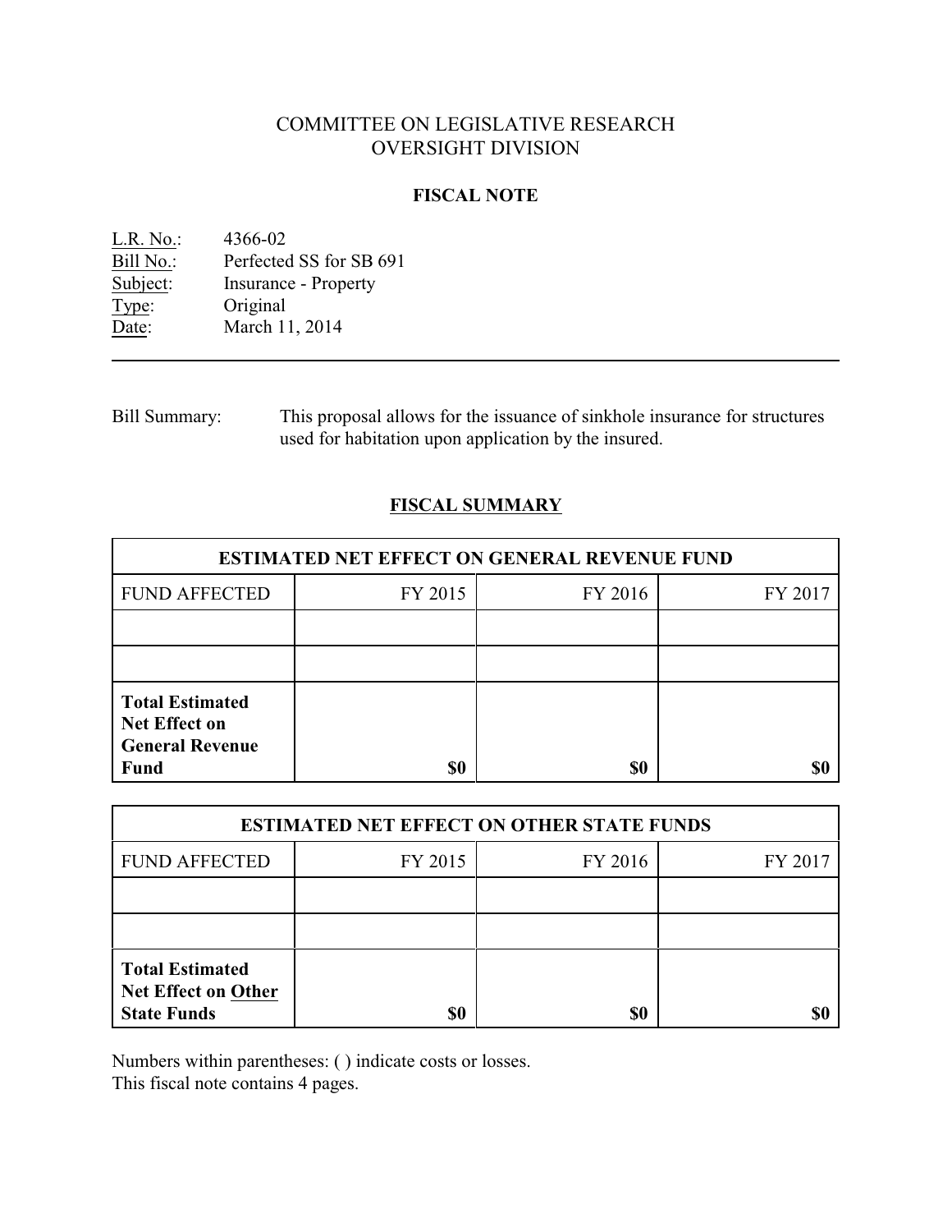# COMMITTEE ON LEGISLATIVE RESEARCH
# OVERSIGHT DIVISION

## FISCAL NOTE

L.R. No.: 4366-02
Bill No.: Perfected SS for SB 691
Subject: Insurance - Property
Type: Original
Date: March 11, 2014

---

Bill Summary: This proposal allows for the issuance of sinkhole insurance for structures used for habitation upon application by the insured.

## FISCAL SUMMARY

| ESTIMATED NET EFFECT ON GENERAL REVENUE FUND | | | |
|---|---|---|---|
| FUND AFFECTED | FY 2015 | FY 2016 | FY 2017 |
| | | | |
| | | | |
| **Total Estimated Net Effect on General Revenue Fund** | **$0** | **$0** | **$0** |

| ESTIMATED NET EFFECT ON OTHER STATE FUNDS | | | |
|---|---|---|---|
| FUND AFFECTED | FY 2015 | FY 2016 | FY 2017 |
| | | | |
| | | | |
| **Total Estimated Net Effect on Other State Funds** | **$0** | **$0** | **$0** |

Numbers within parentheses: ( ) indicate costs or losses.
This fiscal note contains 4 pages.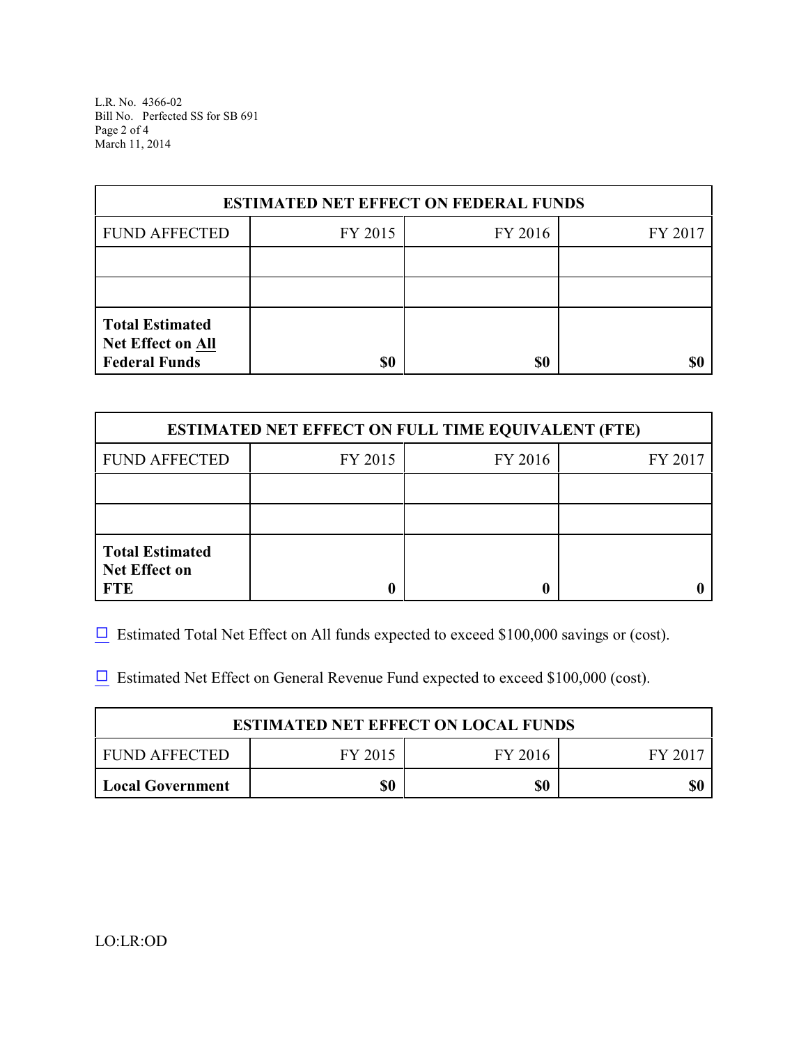| ESTIMATED NET EFFECT ON FEDERAL FUNDS | | | |
|---|---|---|---|
| FUND AFFECTED | FY 2015 | FY 2016 | FY 2017 |
| | | | |
| | | | |
| **Total Estimated Net Effect on All Federal Funds** | **$0** | **$0** | **$0** |

| ESTIMATED NET EFFECT ON FULL TIME EQUIVALENT (FTE) | | | |
|---|---|---|---|
| FUND AFFECTED | FY 2015 | FY 2016 | FY 2017 |
| | | | |
| | | | |
| **Total Estimated Net Effect on FTE** | **0** | **0** | **0** |

☐ Estimated Total Net Effect on All funds expected to exceed $100,000 savings or (cost).

☐ Estimated Net Effect on General Revenue Fund expected to exceed $100,000 (cost).

| ESTIMATED NET EFFECT ON LOCAL FUNDS | | | |
|---|---|---|---|
| FUND AFFECTED | FY 2015 | FY 2016 | FY 2017 |
| **Local Government** | **$0** | **$0** | **$0** |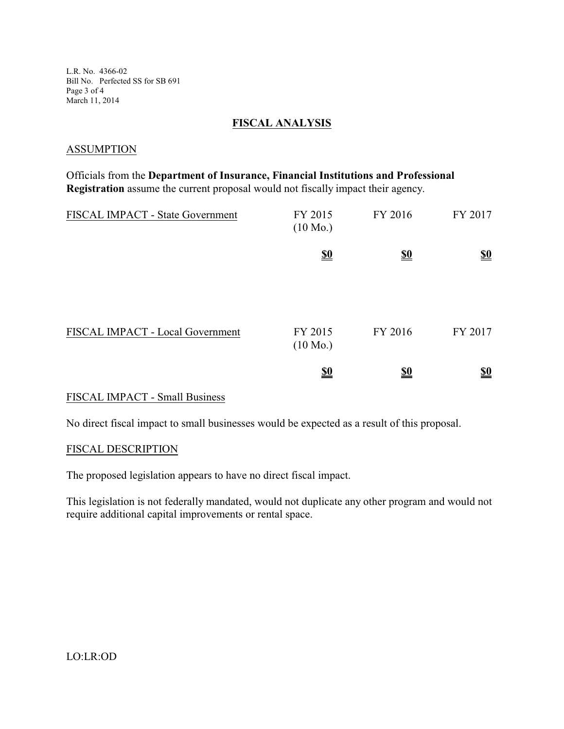## FISCAL ANALYSIS

### ASSUMPTION

Officials from the **Department of Insurance, Financial Institutions and Professional Registration** assume the current proposal would not fiscally impact their agency.

| FISCAL IMPACT - State Government | FY 2015 (10 Mo.) | FY 2016 | FY 2017 |
|---|---|---|---|
| | **$0** | **$0** | **$0** |

| FISCAL IMPACT - Local Government | FY 2015 (10 Mo.) | FY 2016 | FY 2017 |
|---|---|---|---|
| | **$0** | **$0** | **$0** |

### FISCAL IMPACT - Small Business

No direct fiscal impact to small businesses would be expected as a result of this proposal.

### FISCAL DESCRIPTION

The proposed legislation appears to have no direct fiscal impact.

This legislation is not federally mandated, would not duplicate any other program and would not require additional capital improvements or rental space.

LO:LR:OD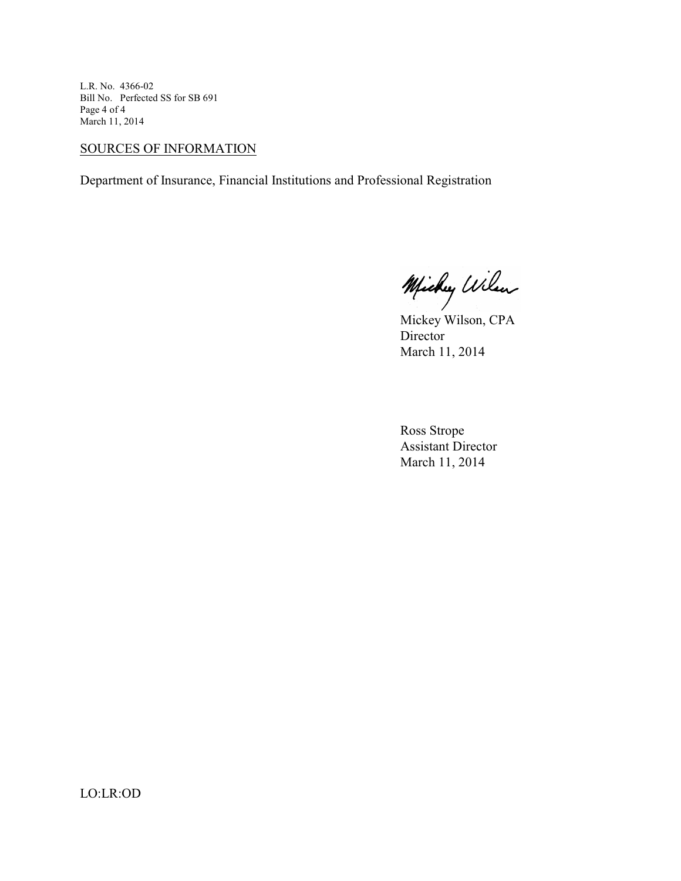## SOURCES OF INFORMATION

Department of Insurance, Financial Institutions and Professional Registration

Mickey Wilson, CPA
Director
March 11, 2014

Ross Strope
Assistant Director
March 11, 2014

LO:LR:OD